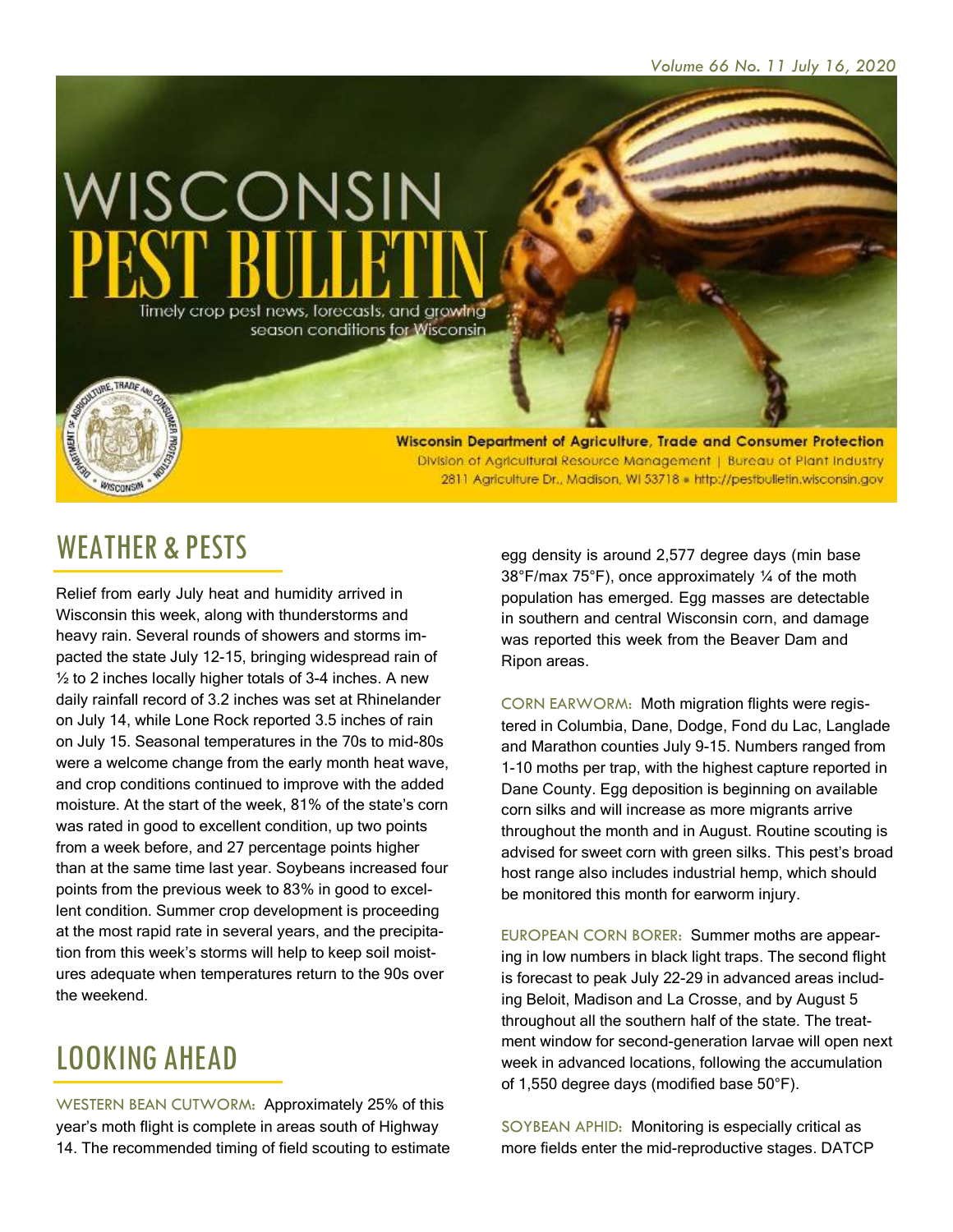# WISCONSIN PEST BULLETIN

Timely crop pest news, forecasts, and growing season conditions for Wisconsin

**Wisconsin Department of Agriculture, Trade and Consumer Protection**
Division of Agricultural Resource Management | Bureau of Plant Industry
2811 Agriculture Dr., Madison, WI 53718 • http://pestbulletin.wisconsin.gov

## WEATHER & PESTS

Relief from early July heat and humidity arrived in Wisconsin this week, along with thunderstorms and heavy rain. Several rounds of showers and storms impacted the state July 12-15, bringing widespread rain of ½ to 2 inches locally higher totals of 3-4 inches. A new daily rainfall record of 3.2 inches was set at Rhinelander on July 14, while Lone Rock reported 3.5 inches of rain on July 15. Seasonal temperatures in the 70s to mid-80s were a welcome change from the early month heat wave, and crop conditions continued to improve with the added moisture. At the start of the week, 81% of the state's corn was rated in good to excellent condition, up two points from a week before, and 27 percentage points higher than at the same time last year. Soybeans increased four points from the previous week to 83% in good to excellent condition. Summer crop development is proceeding at the most rapid rate in several years, and the precipitation from this week's storms will help to keep soil moistures adequate when temperatures return to the 90s over the weekend.

## LOOKING AHEAD

WESTERN BEAN CUTWORM: Approximately 25% of this year's moth flight is complete in areas south of Highway 14. The recommended timing of field scouting to estimate egg density is around 2,577 degree days (min base 38°F/max 75°F), once approximately ¼ of the moth population has emerged. Egg masses are detectable in southern and central Wisconsin corn, and damage was reported this week from the Beaver Dam and Ripon areas.

CORN EARWORM: Moth migration flights were registered in Columbia, Dane, Dodge, Fond du Lac, Langlade and Marathon counties July 9-15. Numbers ranged from 1-10 moths per trap, with the highest capture reported in Dane County. Egg deposition is beginning on available corn silks and will increase as more migrants arrive throughout the month and in August. Routine scouting is advised for sweet corn with green silks. This pest's broad host range also includes industrial hemp, which should be monitored this month for earworm injury.

EUROPEAN CORN BORER: Summer moths are appearing in low numbers in black light traps. The second flight is forecast to peak July 22-29 in advanced areas including Beloit, Madison and La Crosse, and by August 5 throughout all the southern half of the state. The treatment window for second-generation larvae will open next week in advanced locations, following the accumulation of 1,550 degree days (modified base 50°F).

SOYBEAN APHID: Monitoring is especially critical as more fields enter the mid-reproductive stages. DATCP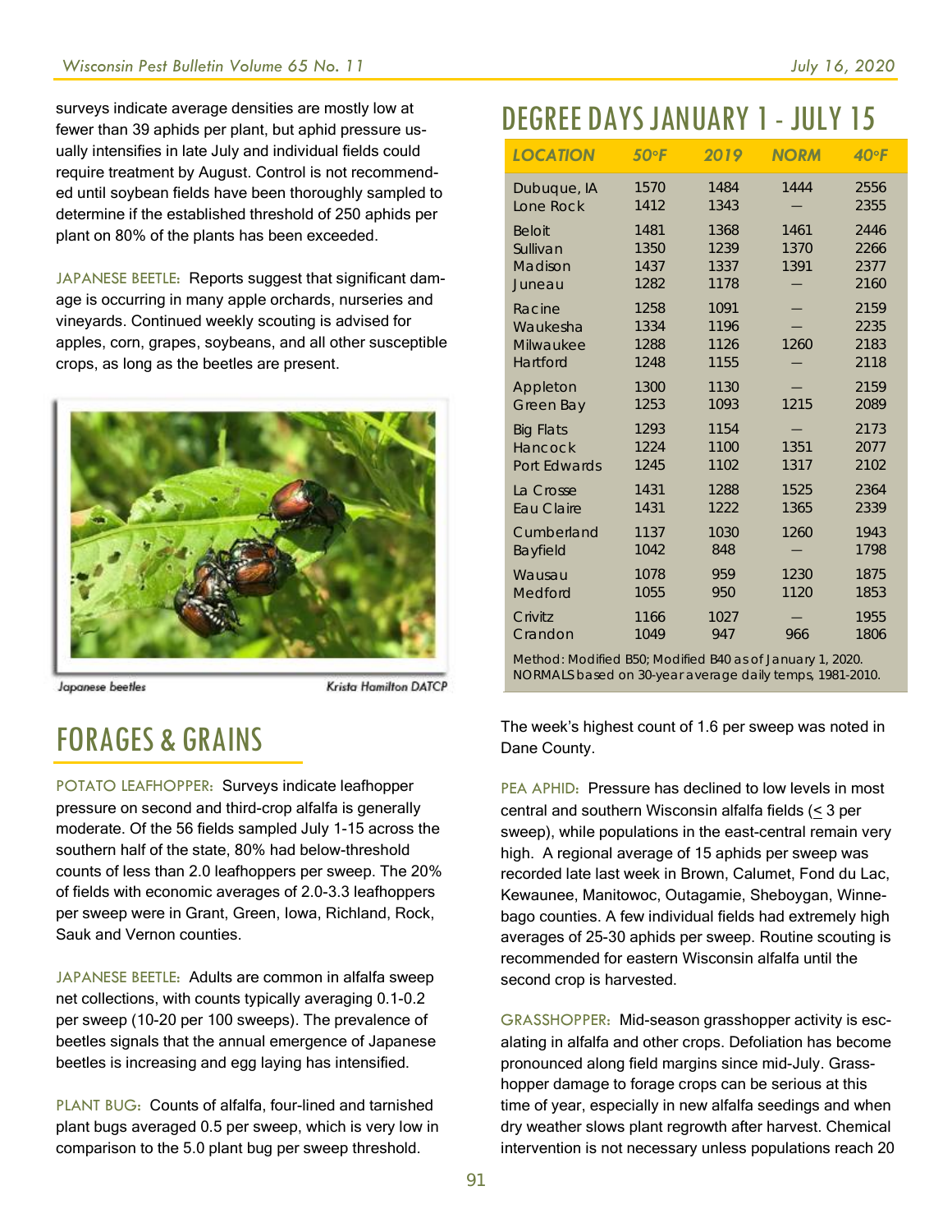surveys indicate average densities are mostly low at fewer than 39 aphids per plant, but aphid pressure usually intensifies in late July and individual fields could require treatment by August. Control is not recommended until soybean fields have been thoroughly sampled to determine if the established threshold of 250 aphids per plant on 80% of the plants has been exceeded.

JAPANESE BEETLE: Reports suggest that significant damage is occurring in many apple orchards, nurseries and vineyards. Continued weekly scouting is advised for apples, corn, grapes, soybeans, and all other susceptible crops, as long as the beetles are present.

Japanese beetles — Krista Hamilton DATCP

## FORAGES & GRAINS

POTATO LEAFHOPPER: Surveys indicate leafhopper pressure on second and third-crop alfalfa is generally moderate. Of the 56 fields sampled July 1-15 across the southern half of the state, 80% had below-threshold counts of less than 2.0 leafhoppers per sweep. The 20% of fields with economic averages of 2.0-3.3 leafhoppers per sweep were in Grant, Green, Iowa, Richland, Rock, Sauk and Vernon counties.

JAPANESE BEETLE: Adults are common in alfalfa sweep net collections, with counts typically averaging 0.1-0.2 per sweep (10-20 per 100 sweeps). The prevalence of beetles signals that the annual emergence of Japanese beetles is increasing and egg laying has intensified.

PLANT BUG: Counts of alfalfa, four-lined and tarnished plant bugs averaged 0.5 per sweep, which is very low in comparison to the 5.0 plant bug per sweep threshold. The week's highest count of 1.6 per sweep was noted in Dane County.

## DEGREE DAYS JANUARY 1 - JULY 15

| LOCATION | 50°F | 2019 | NORM | 40°F |
|---|---|---|---|---|
| Dubuque, IA | 1570 | 1484 | 1444 | 2556 |
| Lone Rock | 1412 | 1343 | — | 2355 |
| Beloit | 1481 | 1368 | 1461 | 2446 |
| Sullivan | 1350 | 1239 | 1370 | 2266 |
| Madison | 1437 | 1337 | 1391 | 2377 |
| Juneau | 1282 | 1178 | — | 2160 |
| Racine | 1258 | 1091 | — | 2159 |
| Waukesha | 1334 | 1196 | — | 2235 |
| Milwaukee | 1288 | 1126 | 1260 | 2183 |
| Hartford | 1248 | 1155 | — | 2118 |
| Appleton | 1300 | 1130 | — | 2159 |
| Green Bay | 1253 | 1093 | 1215 | 2089 |
| Big Flats | 1293 | 1154 | — | 2173 |
| Hancock | 1224 | 1100 | 1351 | 2077 |
| Port Edwards | 1245 | 1102 | 1317 | 2102 |
| La Crosse | 1431 | 1288 | 1525 | 2364 |
| Eau Claire | 1431 | 1222 | 1365 | 2339 |
| Cumberland | 1137 | 1030 | 1260 | 1943 |
| Bayfield | 1042 | 848 | — | 1798 |
| Wausau | 1078 | 959 | 1230 | 1875 |
| Medford | 1055 | 950 | 1120 | 1853 |
| Crivitz | 1166 | 1027 | — | 1955 |
| Crandon | 1049 | 947 | 966 | 1806 |

Method: Modified B50; Modified B40 as of January 1, 2020.
NORMALS based on 30-year average daily temps, 1981-2010.

PEA APHID: Pressure has declined to low levels in most central and southern Wisconsin alfalfa fields ($\leq$ 3 per sweep), while populations in the east-central remain very high. A regional average of 15 aphids per sweep was recorded late last week in Brown, Calumet, Fond du Lac, Kewaunee, Manitowoc, Outagamie, Sheboygan, Winnebago counties. A few individual fields had extremely high averages of 25-30 aphids per sweep. Routine scouting is recommended for eastern Wisconsin alfalfa until the second crop is harvested.

GRASSHOPPER: Mid-season grasshopper activity is escalating in alfalfa and other crops. Defoliation has become pronounced along field margins since mid-July. Grasshopper damage to forage crops can be serious at this time of year, especially in new alfalfa seedings and when dry weather slows plant regrowth after harvest. Chemical intervention is not necessary unless populations reach 20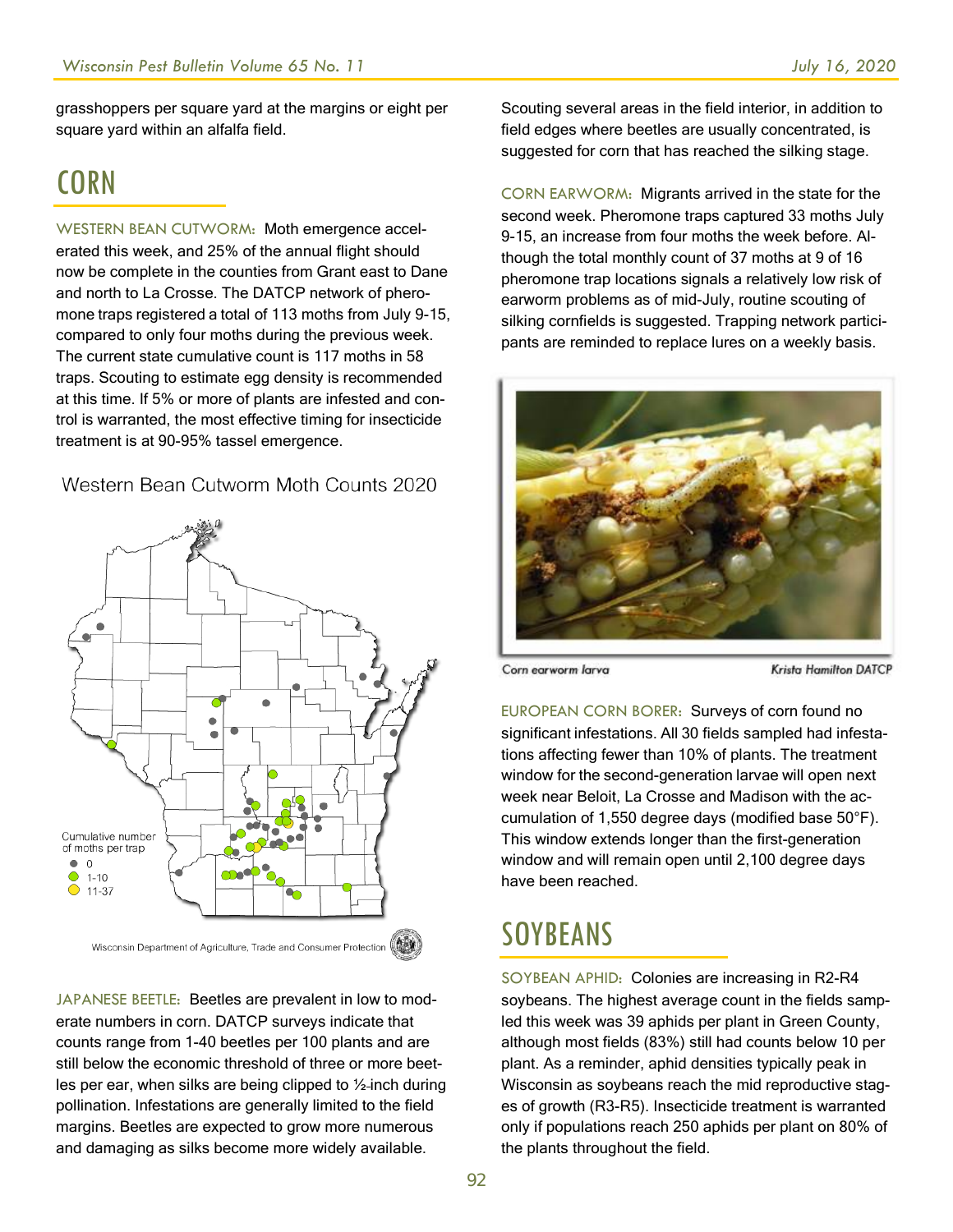grasshoppers per square yard at the margins or eight per square yard within an alfalfa field.

# CORN

WESTERN BEAN CUTWORM: Moth emergence accelerated this week, and 25% of the annual flight should now be complete in the counties from Grant east to Dane and north to La Crosse. The DATCP network of pheromone traps registered a total of 113 moths from July 9-15, compared to only four moths during the previous week. The current state cumulative count is 117 moths in 58 traps. Scouting to estimate egg density is recommended at this time. If 5% or more of plants are infested and control is warranted, the most effective timing for insecticide treatment is at 90-95% tassel emergence.

Western Bean Cutworm Moth Counts 2020

Cumulative number of moths per trap
- 0
- 1-10
- 11-37

Wisconsin Department of Agriculture, Trade and Consumer Protection

JAPANESE BEETLE: Beetles are prevalent in low to moderate numbers in corn. DATCP surveys indicate that counts range from 1-40 beetles per 100 plants and are still below the economic threshold of three or more beetles per ear, when silks are being clipped to ½-inch during pollination. Infestations are generally limited to the field margins. Beetles are expected to grow more numerous and damaging as silks become more widely available. Scouting several areas in the field interior, in addition to field edges where beetles are usually concentrated, is suggested for corn that has reached the silking stage.

CORN EARWORM: Migrants arrived in the state for the second week. Pheromone traps captured 33 moths July 9-15, an increase from four moths the week before. Although the total monthly count of 37 moths at 9 of 16 pheromone trap locations signals a relatively low risk of earworm problems as of mid-July, routine scouting of silking cornfields is suggested. Trapping network participants are reminded to replace lures on a weekly basis.

Corn earworm larva — Krista Hamilton DATCP

EUROPEAN CORN BORER: Surveys of corn found no significant infestations. All 30 fields sampled had infestations affecting fewer than 10% of plants. The treatment window for the second-generation larvae will open next week near Beloit, La Crosse and Madison with the accumulation of 1,550 degree days (modified base 50°F). This window extends longer than the first-generation window and will remain open until 2,100 degree days have been reached.

# SOYBEANS

SOYBEAN APHID: Colonies are increasing in R2-R4 soybeans. The highest average count in the fields sampled this week was 39 aphids per plant in Green County, although most fields (83%) still had counts below 10 per plant. As a reminder, aphid densities typically peak in Wisconsin as soybeans reach the mid reproductive stages of growth (R3-R5). Insecticide treatment is warranted only if populations reach 250 aphids per plant on 80% of the plants throughout the field.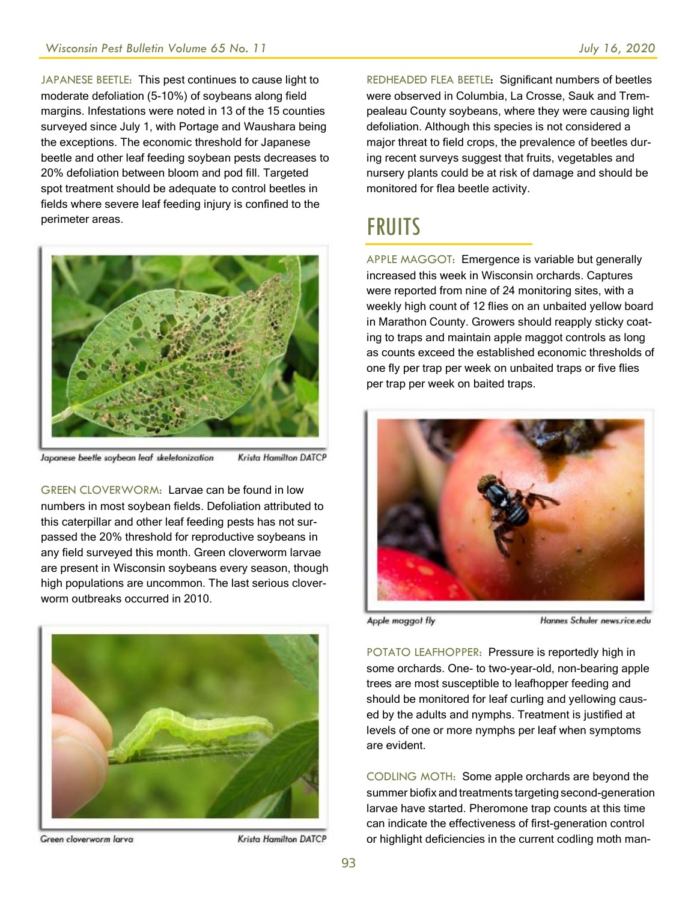JAPANESE BEETLE: This pest continues to cause light to moderate defoliation (5-10%) of soybeans along field margins. Infestations were noted in 13 of the 15 counties surveyed since July 1, with Portage and Waushara being the exceptions. The economic threshold for Japanese beetle and other leaf feeding soybean pests decreases to 20% defoliation between bloom and pod fill. Targeted spot treatment should be adequate to control beetles in fields where severe leaf feeding injury is confined to the perimeter areas.

*Japanese beetle soybean leaf skeletonization* — *Krista Hamilton DATCP*

GREEN CLOVERWORM: Larvae can be found in low numbers in most soybean fields. Defoliation attributed to this caterpillar and other leaf feeding pests has not surpassed the 20% threshold for reproductive soybeans in any field surveyed this month. Green cloverworm larvae are present in Wisconsin soybeans every season, though high populations are uncommon. The last serious cloverworm outbreaks occurred in 2010.

*Green cloverworm larva* — *Krista Hamilton DATCP*

REDHEADED FLEA BEETLE: Significant numbers of beetles were observed in Columbia, La Crosse, Sauk and Trempealeau County soybeans, where they were causing light defoliation. Although this species is not considered a major threat to field crops, the prevalence of beetles during recent surveys suggest that fruits, vegetables and nursery plants could be at risk of damage and should be monitored for flea beetle activity.

# FRUITS

APPLE MAGGOT: Emergence is variable but generally increased this week in Wisconsin orchards. Captures were reported from nine of 24 monitoring sites, with a weekly high count of 12 flies on an unbaited yellow board in Marathon County. Growers should reapply sticky coating to traps and maintain apple maggot controls as long as counts exceed the established economic thresholds of one fly per trap per week on unbaited traps or five flies per trap per week on baited traps.

*Apple maggot fly* — *Hannes Schuler news.rice.edu*

POTATO LEAFHOPPER: Pressure is reportedly high in some orchards. One- to two-year-old, non-bearing apple trees are most susceptible to leafhopper feeding and should be monitored for leaf curling and yellowing caused by the adults and nymphs. Treatment is justified at levels of one or more nymphs per leaf when symptoms are evident.

CODLING MOTH: Some apple orchards are beyond the summer biofix and treatments targeting second-generation larvae have started. Pheromone trap counts at this time can indicate the effectiveness of first-generation control or highlight deficiencies in the current codling moth man-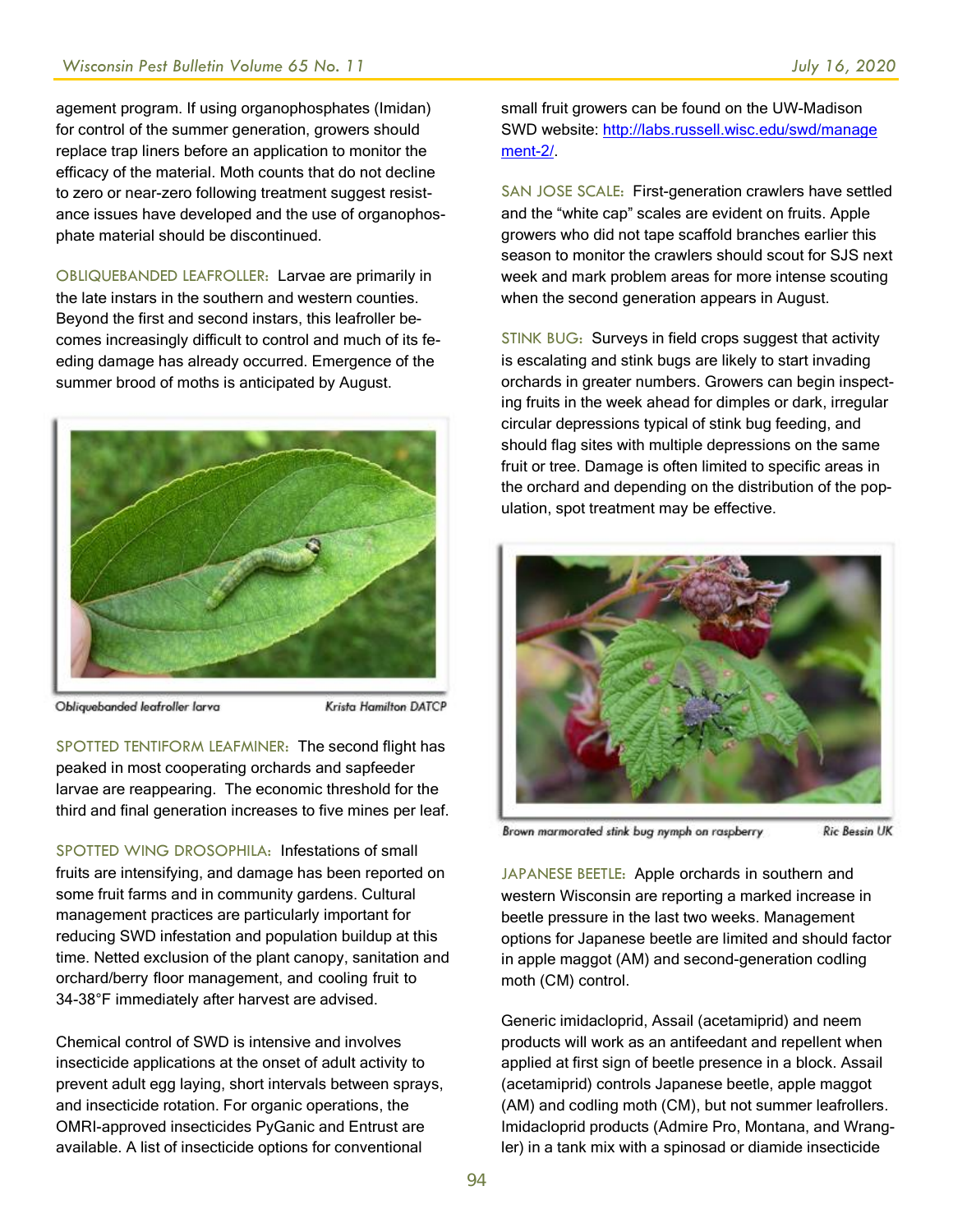agement program. If using organophosphates (Imidan) for control of the summer generation, growers should replace trap liners before an application to monitor the efficacy of the material. Moth counts that do not decline to zero or near-zero following treatment suggest resistance issues have developed and the use of organophosphate material should be discontinued.

OBLIQUEBANDED LEAFROLLER: Larvae are primarily in the late instars in the southern and western counties. Beyond the first and second instars, this leafroller becomes increasingly difficult to control and much of its feeding damage has already occurred. Emergence of the summer brood of moths is anticipated by August.

*Obliquebanded leafroller larva* — *Krista Hamilton DATCP*

SPOTTED TENTIFORM LEAFMINER: The second flight has peaked in most cooperating orchards and sapfeeder larvae are reappearing. The economic threshold for the third and final generation increases to five mines per leaf.

SPOTTED WING DROSOPHILA: Infestations of small fruits are intensifying, and damage has been reported on some fruit farms and in community gardens. Cultural management practices are particularly important for reducing SWD infestation and population buildup at this time. Netted exclusion of the plant canopy, sanitation and orchard/berry floor management, and cooling fruit to 34-38°F immediately after harvest are advised.

Chemical control of SWD is intensive and involves insecticide applications at the onset of adult activity to prevent adult egg laying, short intervals between sprays, and insecticide rotation. For organic operations, the OMRI-approved insecticides PyGanic and Entrust are available. A list of insecticide options for conventional small fruit growers can be found on the UW-Madison SWD website: [http://labs.russell.wisc.edu/swd/management-2/](http://labs.russell.wisc.edu/swd/management-2/).

SAN JOSE SCALE: First-generation crawlers have settled and the "white cap" scales are evident on fruits. Apple growers who did not tape scaffold branches earlier this season to monitor the crawlers should scout for SJS next week and mark problem areas for more intense scouting when the second generation appears in August.

STINK BUG: Surveys in field crops suggest that activity is escalating and stink bugs are likely to start invading orchards in greater numbers. Growers can begin inspecting fruits in the week ahead for dimples or dark, irregular circular depressions typical of stink bug feeding, and should flag sites with multiple depressions on the same fruit or tree. Damage is often limited to specific areas in the orchard and depending on the distribution of the population, spot treatment may be effective.

*Brown marmorated stink bug nymph on raspberry* — *Ric Bessin UK*

JAPANESE BEETLE: Apple orchards in southern and western Wisconsin are reporting a marked increase in beetle pressure in the last two weeks. Management options for Japanese beetle are limited and should factor in apple maggot (AM) and second-generation codling moth (CM) control.

Generic imidacloprid, Assail (acetamiprid) and neem products will work as an antifeedant and repellent when applied at first sign of beetle presence in a block. Assail (acetamiprid) controls Japanese beetle, apple maggot (AM) and codling moth (CM), but not summer leafrollers. Imidacloprid products (Admire Pro, Montana, and Wrangler) in a tank mix with a spinosad or diamide insecticide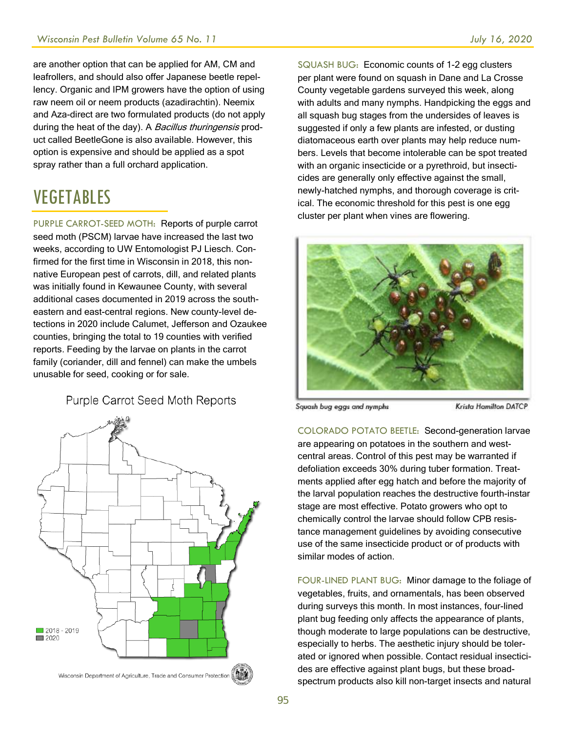are another option that can be applied for AM, CM and leafrollers, and should also offer Japanese beetle repellency. Organic and IPM growers have the option of using raw neem oil or neem products (azadirachtin). Neemix and Aza-direct are two formulated products (do not apply during the heat of the day). A *Bacillus thuringensis* product called BeetleGone is also available. However, this option is expensive and should be applied as a spot spray rather than a full orchard application.

# VEGETABLES

PURPLE CARROT-SEED MOTH: Reports of purple carrot seed moth (PSCM) larvae have increased the last two weeks, according to UW Entomologist PJ Liesch. Confirmed for the first time in Wisconsin in 2018, this non-native European pest of carrots, dill, and related plants was initially found in Kewaunee County, with several additional cases documented in 2019 across the southeastern and east-central regions. New county-level detections in 2020 include Calumet, Jefferson and Ozaukee counties, bringing the total to 19 counties with verified reports. Feeding by the larvae on plants in the carrot family (coriander, dill and fennel) can make the umbels unusable for seed, cooking or for sale.

Purple Carrot Seed Moth Reports

2018 - 2019
2020

Wisconsin Department of Agriculture, Trade and Consumer Protection

SQUASH BUG: Economic counts of 1-2 egg clusters per plant were found on squash in Dane and La Crosse County vegetable gardens surveyed this week, along with adults and many nymphs. Handpicking the eggs and all squash bug stages from the undersides of leaves is suggested if only a few plants are infested, or dusting diatomaceous earth over plants may help reduce numbers. Levels that become intolerable can be spot treated with an organic insecticide or a pyrethroid, but insecticides are generally only effective against the small, newly-hatched nymphs, and thorough coverage is critical. The economic threshold for this pest is one egg cluster per plant when vines are flowering.

Squash bug eggs and nymphs — Krista Hamilton DATCP

COLORADO POTATO BEETLE: Second-generation larvae are appearing on potatoes in the southern and west-central areas. Control of this pest may be warranted if defoliation exceeds 30% during tuber formation. Treatments applied after egg hatch and before the majority of the larval population reaches the destructive fourth-instar stage are most effective. Potato growers who opt to chemically control the larvae should follow CPB resistance management guidelines by avoiding consecutive use of the same insecticide product or of products with similar modes of action.

FOUR-LINED PLANT BUG: Minor damage to the foliage of vegetables, fruits, and ornamentals, has been observed during surveys this month. In most instances, four-lined plant bug feeding only affects the appearance of plants, though moderate to large populations can be destructive, especially to herbs. The aesthetic injury should be tolerated or ignored when possible. Contact residual insecticides are effective against plant bugs, but these broad-spectrum products also kill non-target insects and natural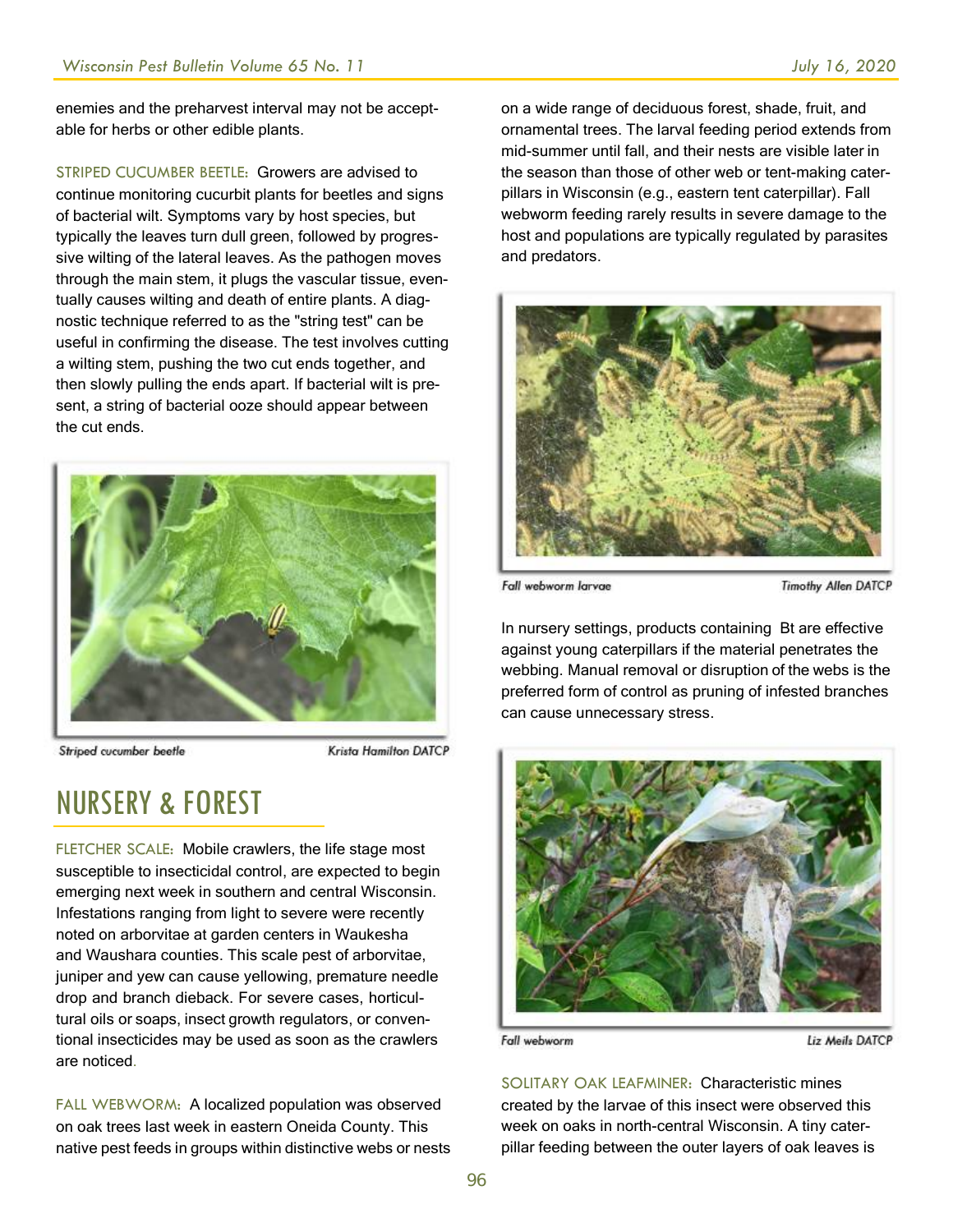enemies and the preharvest interval may not be acceptable for herbs or other edible plants.

STRIPED CUCUMBER BEETLE: Growers are advised to continue monitoring cucurbit plants for beetles and signs of bacterial wilt. Symptoms vary by host species, but typically the leaves turn dull green, followed by progressive wilting of the lateral leaves. As the pathogen moves through the main stem, it plugs the vascular tissue, eventually causes wilting and death of entire plants. A diagnostic technique referred to as the "string test" can be useful in confirming the disease. The test involves cutting a wilting stem, pushing the two cut ends together, and then slowly pulling the ends apart. If bacterial wilt is present, a string of bacterial ooze should appear between the cut ends.

Striped cucumber beetle — Krista Hamilton DATCP

## NURSERY & FOREST

FLETCHER SCALE: Mobile crawlers, the life stage most susceptible to insecticidal control, are expected to begin emerging next week in southern and central Wisconsin. Infestations ranging from light to severe were recently noted on arborvitae at garden centers in Waukesha and Waushara counties. This scale pest of arborvitae, juniper and yew can cause yellowing, premature needle drop and branch dieback. For severe cases, horticultural oils or soaps, insect growth regulators, or conventional insecticides may be used as soon as the crawlers are noticed.

FALL WEBWORM: A localized population was observed on oak trees last week in eastern Oneida County. This native pest feeds in groups within distinctive webs or nests on a wide range of deciduous forest, shade, fruit, and ornamental trees. The larval feeding period extends from mid-summer until fall, and their nests are visible later in the season than those of other web or tent-making caterpillars in Wisconsin (e.g., eastern tent caterpillar). Fall webworm feeding rarely results in severe damage to the host and populations are typically regulated by parasites and predators.

Fall webworm larvae — Timothy Allen DATCP

In nursery settings, products containing Bt are effective against young caterpillars if the material penetrates the webbing. Manual removal or disruption of the webs is the preferred form of control as pruning of infested branches can cause unnecessary stress.

Fall webworm — Liz Meils DATCP

SOLITARY OAK LEAFMINER: Characteristic mines created by the larvae of this insect were observed this week on oaks in north-central Wisconsin. A tiny caterpillar feeding between the outer layers of oak leaves is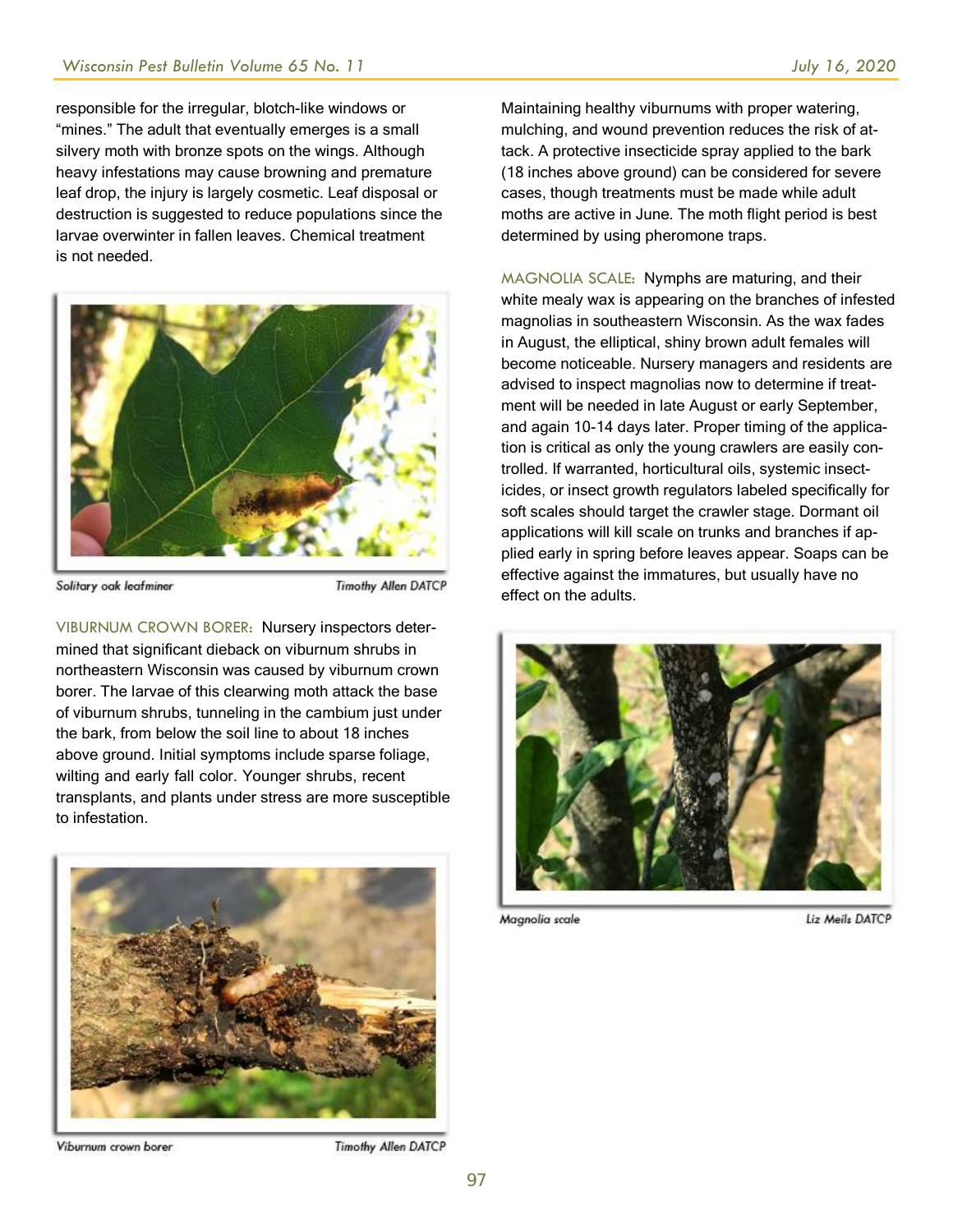responsible for the irregular, blotch-like windows or "mines." The adult that eventually emerges is a small silvery moth with bronze spots on the wings. Although heavy infestations may cause browning and premature leaf drop, the injury is largely cosmetic. Leaf disposal or destruction is suggested to reduce populations since the larvae overwinter in fallen leaves. Chemical treatment is not needed.

Solitary oak leafminer — Timothy Allen DATCP

VIBURNUM CROWN BORER: Nursery inspectors determined that significant dieback on viburnum shrubs in northeastern Wisconsin was caused by viburnum crown borer. The larvae of this clearwing moth attack the base of viburnum shrubs, tunneling in the cambium just under the bark, from below the soil line to about 18 inches above ground. Initial symptoms include sparse foliage, wilting and early fall color. Younger shrubs, recent transplants, and plants under stress are more susceptible to infestation.

Viburnum crown borer — Timothy Allen DATCP

Maintaining healthy viburnums with proper watering, mulching, and wound prevention reduces the risk of attack. A protective insecticide spray applied to the bark (18 inches above ground) can be considered for severe cases, though treatments must be made while adult moths are active in June. The moth flight period is best determined by using pheromone traps.

MAGNOLIA SCALE: Nymphs are maturing, and their white mealy wax is appearing on the branches of infested magnolias in southeastern Wisconsin. As the wax fades in August, the elliptical, shiny brown adult females will become noticeable. Nursery managers and residents are advised to inspect magnolias now to determine if treatment will be needed in late August or early September, and again 10-14 days later. Proper timing of the application is critical as only the young crawlers are easily controlled. If warranted, horticultural oils, systemic insecticides, or insect growth regulators labeled specifically for soft scales should target the crawler stage. Dormant oil applications will kill scale on trunks and branches if applied early in spring before leaves appear. Soaps can be effective against the immatures, but usually have no effect on the adults.

Magnolia scale — Liz Meils DATCP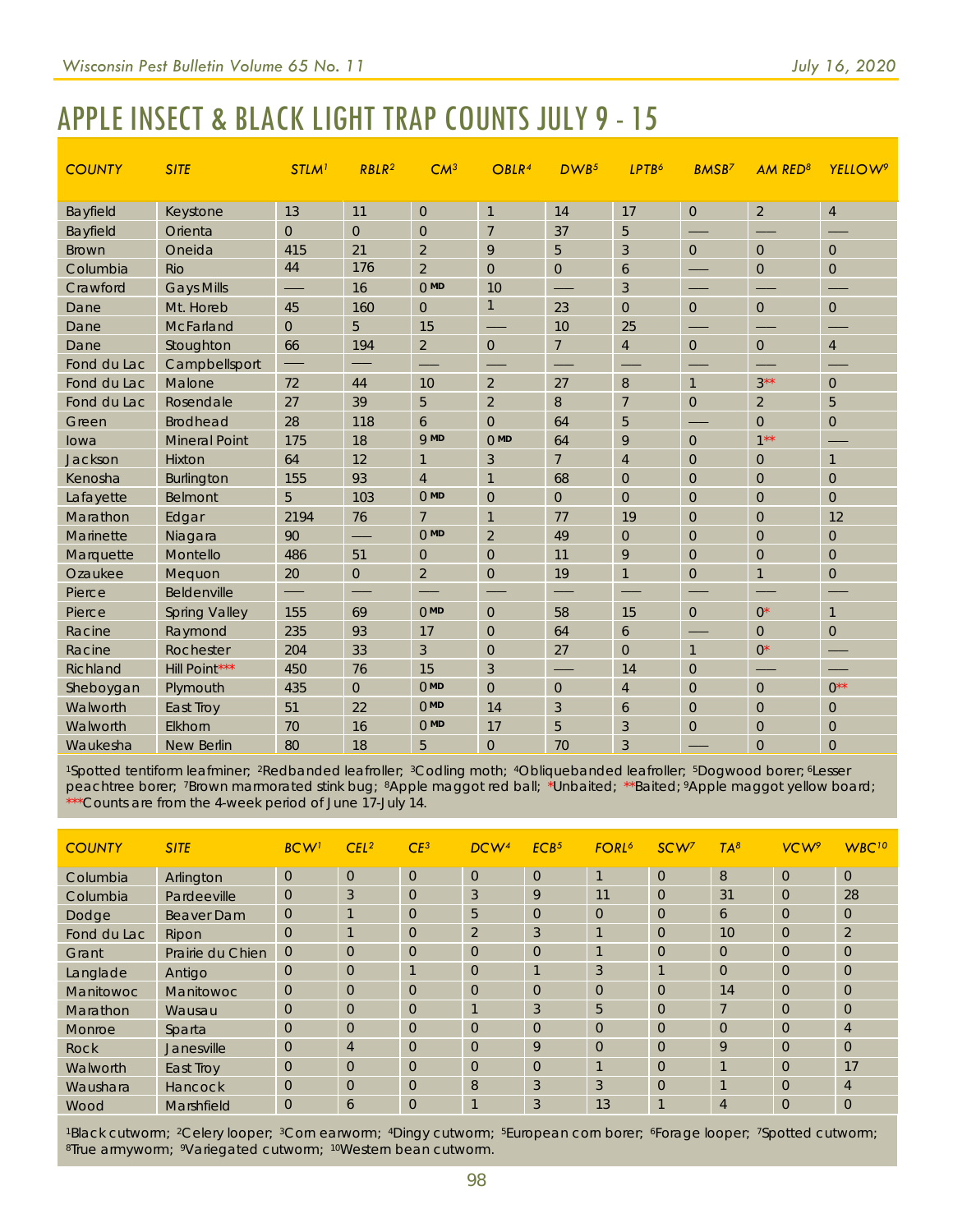# APPLE INSECT & BLACK LIGHT TRAP COUNTS JULY 9 - 15

| COUNTY | SITE | STLM[1] | RBLR[2] | CM[3] | OBLR[4] | DWB[5] | LPTB[6] | BMSB[7] | AM RED[8] | YELLOW[9] |
|---|---|---|---|---|---|---|---|---|---|---|
| Bayfield | Keystone | 13 | 11 | 0 | 1 | 14 | 17 | 0 | 2 | 4 |
| Bayfield | Orienta | 0 | 0 | 0 | 7 | 37 | 5 | — | — | — |
| Brown | Oneida | 415 | 21 | 2 | 9 | 5 | 3 | 0 | 0 | 0 |
| Columbia | Rio | 44 | 176 | 2 | 0 | 0 | 6 | — | 0 | 0 |
| Crawford | Gays Mills | — | 16 | 0 MD | 10 | — | 3 | — | — | — |
| Dane | Mt. Horeb | 45 | 160 | 0 | 1 | 23 | 0 | 0 | 0 | 0 |
| Dane | McFarland | 0 | 5 | 15 | — | 10 | 25 | — | — | — |
| Dane | Stoughton | 66 | 194 | 2 | 0 | 7 | 4 | 0 | 0 | 4 |
| Fond du Lac | Campbellsport | — | — | — | — | — | — | — | — | — |
| Fond du Lac | Malone | 72 | 44 | 10 | 2 | 27 | 8 | 1 | 3** | 0 |
| Fond du Lac | Rosendale | 27 | 39 | 5 | 2 | 8 | 7 | 0 | 2 | 5 |
| Green | Brodhead | 28 | 118 | 6 | 0 | 64 | 5 | — | 0 | 0 |
| Iowa | Mineral Point | 175 | 18 | 9 MD | 0 MD | 64 | 9 | 0 | 1** | — |
| Jackson | Hixton | 64 | 12 | 1 | 3 | 7 | 4 | 0 | 0 | 1 |
| Kenosha | Burlington | 155 | 93 | 4 | 1 | 68 | 0 | 0 | 0 | 0 |
| Lafayette | Belmont | 5 | 103 | 0 MD | 0 | 0 | 0 | 0 | 0 | 0 |
| Marathon | Edgar | 2194 | 76 | 7 | 1 | 77 | 19 | 0 | 0 | 12 |
| Marinette | Niagara | 90 | — | 0 MD | 2 | 49 | 0 | 0 | 0 | 0 |
| Marquette | Montello | 486 | 51 | 0 | 0 | 11 | 9 | 0 | 0 | 0 |
| Ozaukee | Mequon | 20 | 0 | 2 | 0 | 19 | 1 | 0 | 1 | 0 |
| Pierce | Beldenville | — | — | — | — | — | — | — | — | — |
| Pierce | Spring Valley | 155 | 69 | 0 MD | 0 | 58 | 15 | 0 | 0* | 1 |
| Racine | Raymond | 235 | 93 | 17 | 0 | 64 | 6 | — | 0 | 0 |
| Racine | Rochester | 204 | 33 | 3 | 0 | 27 | 0 | 1 | 0* | — |
| Richland | Hill Point*** | 450 | 76 | 15 | 3 | — | 14 | 0 | — | — |
| Sheboygan | Plymouth | 435 | 0 | 0 MD | 0 | 0 | 4 | 0 | 0 | 0** |
| Walworth | East Troy | 51 | 22 | 0 MD | 14 | 3 | 6 | 0 | 0 | 0 |
| Walworth | Elkhorn | 70 | 16 | 0 MD | 17 | 5 | 3 | 0 | 0 | 0 |
| Waukesha | New Berlin | 80 | 18 | 5 | 0 | 70 | 3 | — | 0 | 0 |

[1]Spotted tentiform leafminer; [2]Redbanded leafroller; [3]Codling moth; [4]Obliquebanded leafroller; [5]Dogwood borer; [6]Lesser peachtree borer; [7]Brown marmorated stink bug; [8]Apple maggot red ball; *Unbaited; **Baited; [9]Apple maggot yellow board; ***Counts are from the 4-week period of June 17-July 14.

| COUNTY | SITE | BCW[1] | CEL[2] | CE[3] | DCW[4] | ECB[5] | FORL[6] | SCW[7] | TA[8] | VCW[9] | WBC[10] |
|---|---|---|---|---|---|---|---|---|---|---|---|
| Columbia | Arlington | 0 | 0 | 0 | 0 | 0 | 1 | 0 | 8 | 0 | 0 |
| Columbia | Pardeeville | 0 | 3 | 0 | 3 | 9 | 11 | 0 | 31 | 0 | 28 |
| Dodge | Beaver Dam | 0 | 1 | 0 | 5 | 0 | 0 | 0 | 6 | 0 | 0 |
| Fond du Lac | Ripon | 0 | 1 | 0 | 2 | 3 | 1 | 0 | 10 | 0 | 2 |
| Grant | Prairie du Chien | 0 | 0 | 0 | 0 | 0 | 1 | 0 | 0 | 0 | 0 |
| Langlade | Antigo | 0 | 0 | 1 | 0 | 1 | 3 | 1 | 0 | 0 | 0 |
| Manitowoc | Manitowoc | 0 | 0 | 0 | 0 | 0 | 0 | 0 | 14 | 0 | 0 |
| Marathon | Wausau | 0 | 0 | 0 | 1 | 3 | 5 | 0 | 7 | 0 | 0 |
| Monroe | Sparta | 0 | 0 | 0 | 0 | 0 | 0 | 0 | 0 | 0 | 4 |
| Rock | Janesville | 0 | 4 | 0 | 0 | 9 | 0 | 0 | 9 | 0 | 0 |
| Walworth | East Troy | 0 | 0 | 0 | 0 | 0 | 1 | 0 | 1 | 0 | 17 |
| Waushara | Hancock | 0 | 0 | 0 | 8 | 3 | 3 | 0 | 1 | 0 | 4 |
| Wood | Marshfield | 0 | 6 | 0 | 1 | 3 | 13 | 1 | 4 | 0 | 0 |

[1]Black cutworm; [2]Celery looper; [3]Corn earworm; [4]Dingy cutworm; [5]European corn borer; [6]Forage looper; [7]Spotted cutworm; [8]True armyworm; [9]Variegated cutworm; [10]Western bean cutworm.